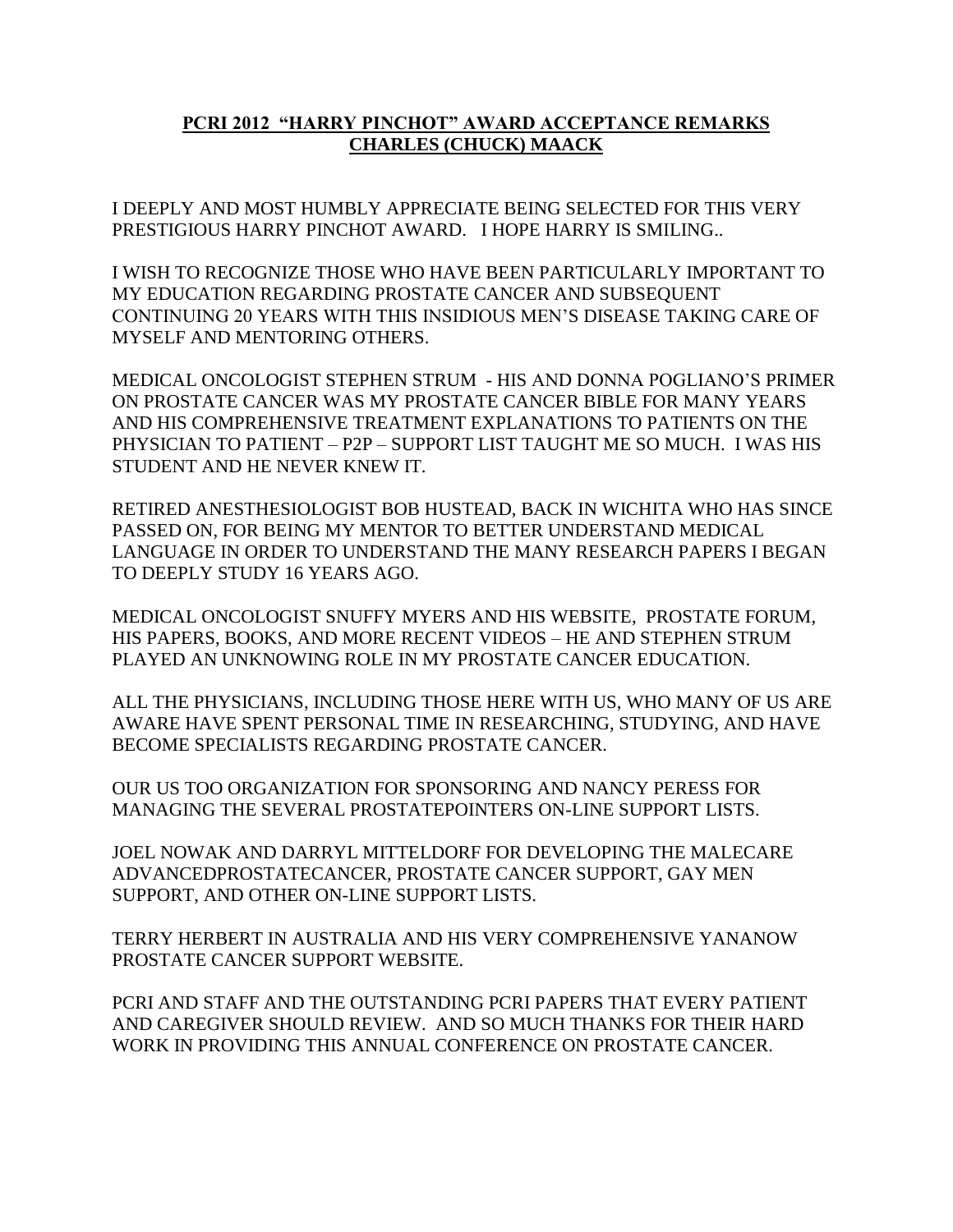## PCRI 2012 "HARRY PINCHOT" AWARD ACCEPTANCE REMARKS CHARLES (CHUCK) MAACK

I DEEPLY AND MOST HUMBLY APPRECIATE BEING SELECTED FOR THIS VERY PRESTIGIOUS HARRY PINCHOT AWARD. I HOPE HARRY IS SMILING..

I WISH TO RECOGNIZE THOSE WHO HAVE BEEN PARTICULARLY IMPORTANT TO MY EDUCATION REGARDING PROSTATE CANCER AND SUBSEQUENT CONTINUING 20 YEARS WITH THIS INSIDIOUS MEN'S DISEASE TAKING CARE OF MYSELF AND MENTORING OTHERS.

MEDICAL ONCOLOGIST STEPHEN STRUM - HIS AND DONNA POGLIANO'S PRIMER ON PROSTATE CANCER WAS MY PROSTATE CANCER BIBLE FOR MANY YEARS AND HIS COMPREHENSIVE TREATMENT EXPLANATIONS TO PATIENTS ON THE PHYSICIAN TO PATIENT – P2P – SUPPORT LIST TAUGHT ME SO MUCH. I WAS HIS STUDENT AND HE NEVER KNEW IT.

RETIRED ANESTHESIOLOGIST BOB HUSTEAD, BACK IN WICHITA WHO HAS SINCE PASSED ON, FOR BEING MY MENTOR TO BETTER UNDERSTAND MEDICAL LANGUAGE IN ORDER TO UNDERSTAND THE MANY RESEARCH PAPERS I BEGAN TO DEEPLY STUDY 16 YEARS AGO.

MEDICAL ONCOLOGIST SNUFFY MYERS AND HIS WEBSITE, PROSTATE FORUM, HIS PAPERS, BOOKS, AND MORE RECENT VIDEOS – HE AND STEPHEN STRUM PLAYED AN UNKNOWING ROLE IN MY PROSTATE CANCER EDUCATION.

ALL THE PHYSICIANS, INCLUDING THOSE HERE WITH US, WHO MANY OF US ARE AWARE HAVE SPENT PERSONAL TIME IN RESEARCHING, STUDYING, AND HAVE BECOME SPECIALISTS REGARDING PROSTATE CANCER.

OUR US TOO ORGANIZATION FOR SPONSORING AND NANCY PERESS FOR MANAGING THE SEVERAL PROSTATEPOINTERS ON-LINE SUPPORT LISTS.

JOEL NOWAK AND DARRYL MITTELDORF FOR DEVELOPING THE MALECARE ADVANCEDPROSTATECANCER, PROSTATE CANCER SUPPORT, GAY MEN SUPPORT, AND OTHER ON-LINE SUPPORT LISTS.

TERRY HERBERT IN AUSTRALIA AND HIS VERY COMPREHENSIVE YANANOW PROSTATE CANCER SUPPORT WEBSITE.

PCRI AND STAFF AND THE OUTSTANDING PCRI PAPERS THAT EVERY PATIENT AND CAREGIVER SHOULD REVIEW. AND SO MUCH THANKS FOR THEIR HARD WORK IN PROVIDING THIS ANNUAL CONFERENCE ON PROSTATE CANCER.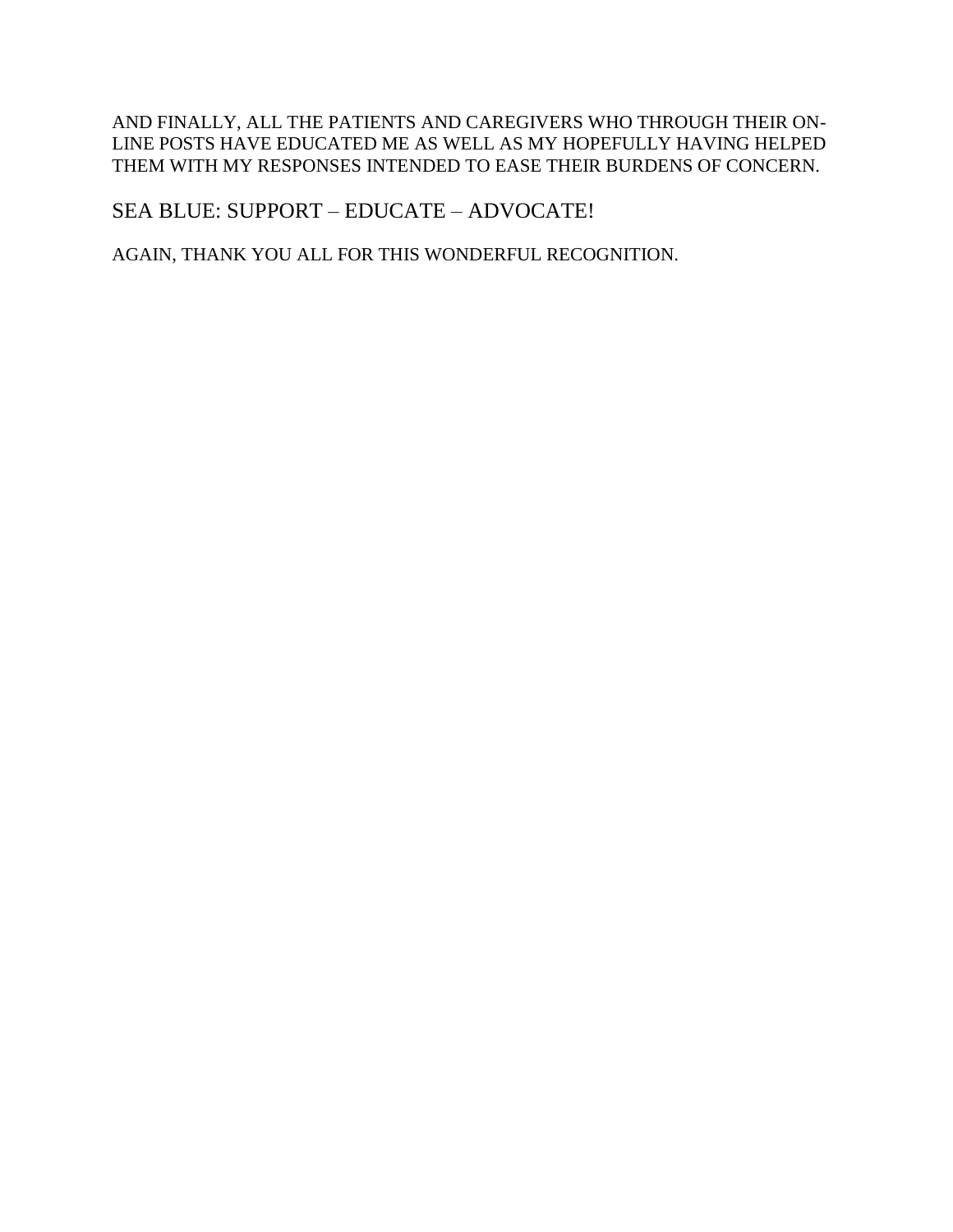AND FINALLY, ALL THE PATIENTS AND CAREGIVERS WHO THROUGH THEIR ON-LINE POSTS HAVE EDUCATED ME AS WELL AS MY HOPEFULLY HAVING HELPED THEM WITH MY RESPONSES INTENDED TO EASE THEIR BURDENS OF CONCERN.

SEA BLUE: SUPPORT – EDUCATE – ADVOCATE!

AGAIN, THANK YOU ALL FOR THIS WONDERFUL RECOGNITION.